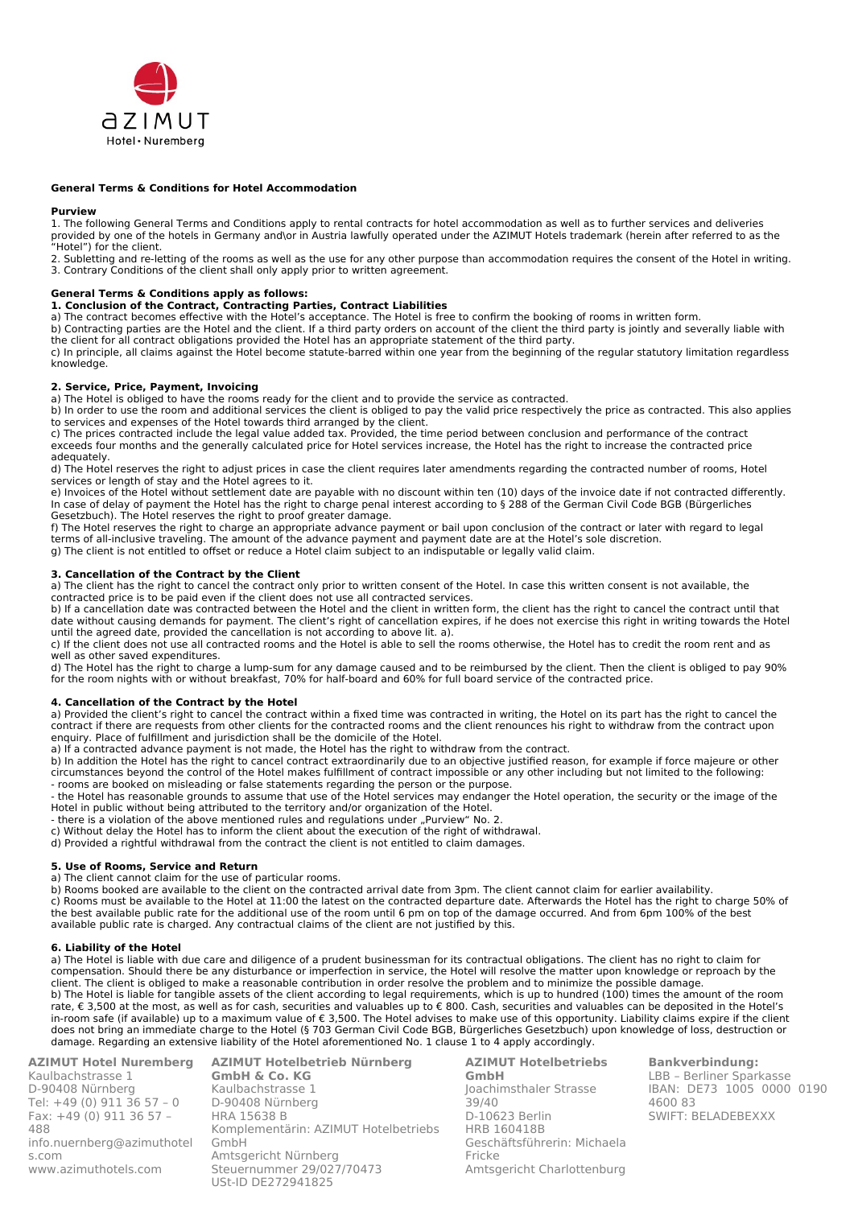# General Terms & Conditions for Hotel Accommodation

**Purview**

1. The following General Terms and Conditions apply to rental contracts for hotel accommodation as well as to further services and deliveries provided by one of the hotels in Germany and\or in Austria lawfully operated under the AZIMUT Hotels trademark (herein after referred to as the "Hotel") for the client.
2. Subletting and re-letting of the rooms as well as the use for any other purpose than accommodation requires the consent of the Hotel in writing.
3. Contrary Conditions of the client shall only apply prior to written agreement.

**General Terms & Conditions apply as follows:**

**1. Conclusion of the Contract, Contracting Parties, Contract Liabilities**

a) The contract becomes effective with the Hotel's acceptance. The Hotel is free to confirm the booking of rooms in written form.
b) Contracting parties are the Hotel and the client. If a third party orders on account of the client the third party is jointly and severally liable with the client for all contract obligations provided the Hotel has an appropriate statement of the third party.
c) In principle, all claims against the Hotel become statute-barred within one year from the beginning of the regular statutory limitation regardless knowledge.

**2. Service, Price, Payment, Invoicing**

a) The Hotel is obliged to have the rooms ready for the client and to provide the service as contracted.
b) In order to use the room and additional services the client is obliged to pay the valid price respectively the price as contracted. This also applies to services and expenses of the Hotel towards third arranged by the client.
c) The prices contracted include the legal value added tax. Provided, the time period between conclusion and performance of the contract exceeds four months and the generally calculated price for Hotel services increase, the Hotel has the right to increase the contracted price adequately.
d) The Hotel reserves the right to adjust prices in case the client requires later amendments regarding the contracted number of rooms, Hotel services or length of stay and the Hotel agrees to it.
e) Invoices of the Hotel without settlement date are payable with no discount within ten (10) days of the invoice date if not contracted differently. In case of delay of payment the Hotel has the right to charge penal interest according to § 288 of the German Civil Code BGB (Bürgerliches Gesetzbuch). The Hotel reserves the right to proof greater damage.
f) The Hotel reserves the right to charge an appropriate advance payment or bail upon conclusion of the contract or later with regard to legal terms of all-inclusive traveling. The amount of the advance payment and payment date are at the Hotel's sole discretion.
g) The client is not entitled to offset or reduce a Hotel claim subject to an indisputable or legally valid claim.

**3. Cancellation of the Contract by the Client**

a) The client has the right to cancel the contract only prior to written consent of the Hotel. In case this written consent is not available, the contracted price is to be paid even if the client does not use all contracted services.
b) If a cancellation date was contracted between the Hotel and the client in written form, the client has the right to cancel the contract until that date without causing demands for payment. The client's right of cancellation expires, if he does not exercise this right in writing towards the Hotel until the agreed date, provided the cancellation is not according to above lit. a).
c) If the client does not use all contracted rooms and the Hotel is able to sell the rooms otherwise, the Hotel has to credit the room rent and as well as other saved expenditures.
d) The Hotel has the right to charge a lump-sum for any damage caused and to be reimbursed by the client. Then the client is obliged to pay 90% for the room nights with or without breakfast, 70% for half-board and 60% for full board service of the contracted price.

**4. Cancellation of the Contract by the Hotel**

a) Provided the client's right to cancel the contract within a fixed time was contracted in writing, the Hotel on its part has the right to cancel the contract if there are requests from other clients for the contracted rooms and the client renounces his right to withdraw from the contract upon enquiry. Place of fulfillment and jurisdiction shall be the domicile of the Hotel.
a) If a contracted advance payment is not made, the Hotel has the right to withdraw from the contract.
b) In addition the Hotel has the right to cancel contract extraordinarily due to an objective justified reason, for example if force majeure or other circumstances beyond the control of the Hotel makes fulfillment of contract impossible or any other including but not limited to the following:
- rooms are booked on misleading or false statements regarding the person or the purpose.
- the Hotel has reasonable grounds to assume that use of the Hotel services may endanger the Hotel operation, the security or the image of the Hotel in public without being attributed to the territory and/or organization of the Hotel.
- there is a violation of the above mentioned rules and regulations under „Purview" No. 2.

c) Without delay the Hotel has to inform the client about the execution of the right of withdrawal.
d) Provided a rightful withdrawal from the contract the client is not entitled to claim damages.

**5. Use of Rooms, Service and Return**

a) The client cannot claim for the use of particular rooms.
b) Rooms booked are available to the client on the contracted arrival date from 3pm. The client cannot claim for earlier availability.
c) Rooms must be available to the Hotel at 11:00 the latest on the contracted departure date. Afterwards the Hotel has the right to charge 50% of the best available public rate for the additional use of the room until 6 pm on top of the damage occurred. And from 6pm 100% of the best available public rate is charged. Any contractual claims of the client are not justified by this.

**6. Liability of the Hotel**

a) The Hotel is liable with due care and diligence of a prudent businessman for its contractual obligations. The client has no right to claim for compensation. Should there be any disturbance or imperfection in service, the Hotel will resolve the matter upon knowledge or reproach by the client. The client is obliged to make a reasonable contribution in order resolve the problem and to minimize the possible damage.
b) The Hotel is liable for tangible assets of the client according to legal requirements, which is up to hundred (100) times the amount of the room rate, € 3,500 at the most, as well as for cash, securities and valuables up to € 800. Cash, securities and valuables can be deposited in the Hotel's in-room safe (if available) up to a maximum value of € 3,500. The Hotel advises to make use of this opportunity. Liability claims expire if the client does not bring an immediate charge to the Hotel (§ 703 German Civil Code BGB, Bürgerliches Gesetzbuch) upon knowledge of loss, destruction or damage. Regarding an extensive liability of the Hotel aforementioned No. 1 clause 1 to 4 apply accordingly.

**AZIMUT Hotel Nuremberg**
Kaulbachstrasse 1
D-90408 Nürnberg
Tel: +49 (0) 911 36 57 – 0
Fax: +49 (0) 911 36 57 – 488
info.nuernberg@azimuthotels.com
www.azimuthotels.com

**AZIMUT Hotelbetrieb Nürnberg GmbH & Co. KG**
Kaulbachstrasse 1
D-90408 Nürnberg
HRA 15638 B
Komplementärin: AZIMUT Hotelbetriebs GmbH
Amtsgericht Nürnberg
Steuernummer 29/027/70473
USt-ID DE272941825

**AZIMUT Hotelbetriebs GmbH**
Joachimsthaler Strasse 39/40
D-10623 Berlin
HRB 160418B
Geschäftsführerin: Michaela Fricke
Amtsgericht Charlottenburg

**Bankverbindung:**
LBB – Berliner Sparkasse
IBAN: DE73 1005 0000 0190 4600 83
SWIFT: BELADEBEXXX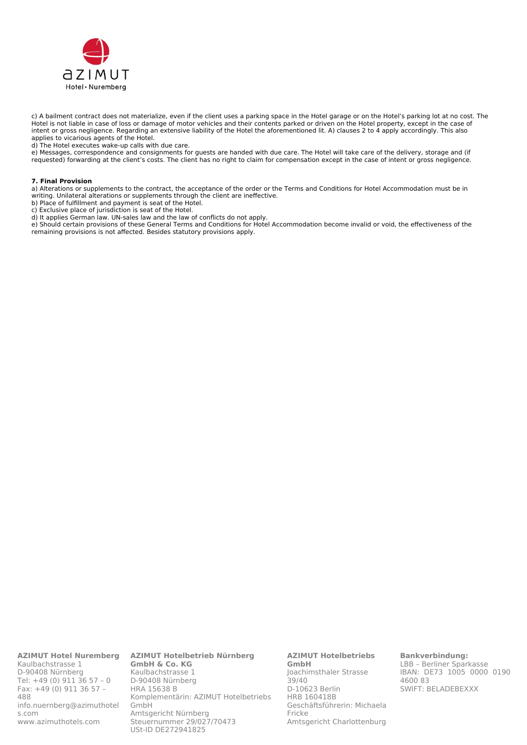c) A bailment contract does not materialize, even if the client uses a parking space in the Hotel garage or on the Hotel's parking lot at no cost. The Hotel is not liable in case of loss or damage of motor vehicles and their contents parked or driven on the Hotel property, except in the case of intent or gross negligence. Regarding an extensive liability of the Hotel the aforementioned lit. A) clauses 2 to 4 apply accordingly. This also applies to vicarious agents of the Hotel.
d) The Hotel executes wake-up calls with due care.
e) Messages, correspondence and consignments for guests are handed with due care. The Hotel will take care of the delivery, storage and (if requested) forwarding at the client's costs. The client has no right to claim for compensation except in the case of intent or gross negligence.

**7. Final Provision**
a) Alterations or supplements to the contract, the acceptance of the order or the Terms and Conditions for Hotel Accommodation must be in writing. Unilateral alterations or supplements through the client are ineffective.
b) Place of fulfillment and payment is seat of the Hotel.
c) Exclusive place of jurisdiction is seat of the Hotel.
d) It applies German law. UN-sales law and the law of conflicts do not apply.
e) Should certain provisions of these General Terms and Conditions for Hotel Accommodation become invalid or void, the effectiveness of the remaining provisions is not affected. Besides statutory provisions apply.

**AZIMUT Hotel Nuremberg**
Kaulbachstrasse 1
D-90408 Nürnberg
Tel: +49 (0) 911 36 57 – 0
Fax: +49 (0) 911 36 57 – 488
info.nuernberg@azimuthotels.com
www.azimuthotels.com

**AZIMUT Hotelbetrieb Nürnberg GmbH & Co. KG**
Kaulbachstrasse 1
D-90408 Nürnberg
HRA 15638 B
Komplementärin: AZIMUT Hotelbetriebs GmbH
Amtsgericht Nürnberg
Steuernummer 29/027/70473
USt-ID DE272941825

**AZIMUT Hotelbetriebs GmbH**
Joachimsthaler Strasse 39/40
D-10623 Berlin
HRB 160418B
Geschäftsführerin: Michaela Fricke
Amtsgericht Charlottenburg

**Bankverbindung:**
LBB – Berliner Sparkasse
IBAN: DE73 1005 0000 0190 4600 83
SWIFT: BELADEBEXXX